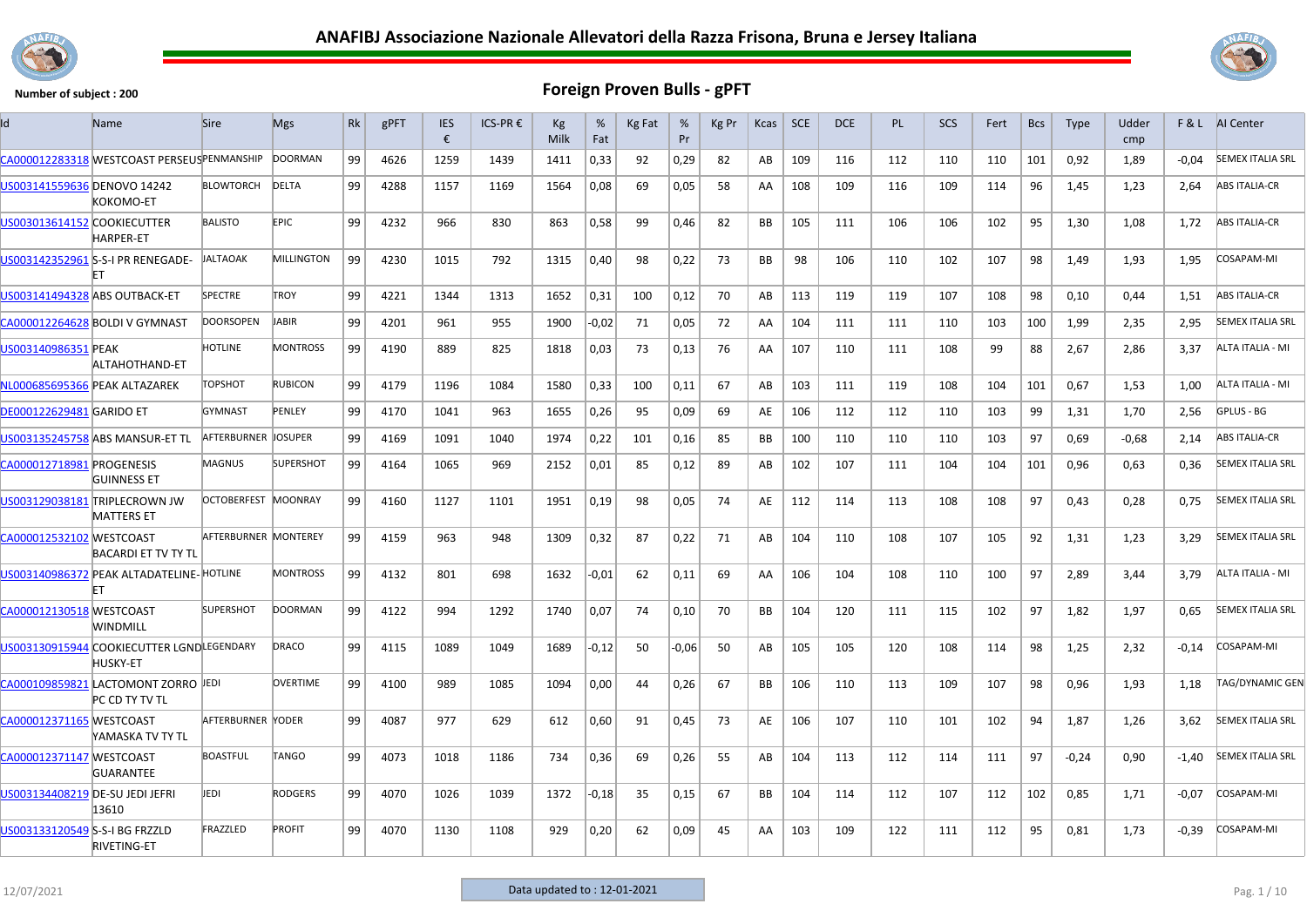# ANAFIBJ Associazione Nazionale Allevatori della Razza Frisona, Bruna e Jersey Italiana

**Number of subject : 200**

## Foreign Proven Bulls - gPFT

| Id | Name | Sire | Mgs | Rk | gPFT | IES € | ICS-PR € | Kg Milk | % Fat | Kg Fat | % Pr | Kg Pr | Kcas | SCE | DCE | PL | SCS | Fert | Bcs | Type | Udder cmp | F & L | AI Center |
|---|---|---|---|---|---|---|---|---|---|---|---|---|---|---|---|---|---|---|---|---|---|---|---|
| CA000012283318 | WESTCOAST PERSEUS | PENMANSHIP | DOORMAN | 99 | 4626 | 1259 | 1439 | 1411 | 0,33 | 92 | 0,29 | 82 | AB | 109 | 116 | 112 | 110 | 110 | 101 | 0,92 | 1,89 | -0,04 | SEMEX ITALIA SRL |
| US003141559636 | DENOVO 14242 KOKOMO-ET | BLOWTORCH | DELTA | 99 | 4288 | 1157 | 1169 | 1564 | 0,08 | 69 | 0,05 | 58 | AA | 108 | 109 | 116 | 109 | 114 | 96 | 1,45 | 1,23 | 2,64 | ABS ITALIA-CR |
| US003013614152 | COOKIECUTTER HARPER-ET | BALISTO | EPIC | 99 | 4232 | 966 | 830 | 863 | 0,58 | 99 | 0,46 | 82 | BB | 105 | 111 | 106 | 106 | 102 | 95 | 1,30 | 1,08 | 1,72 | ABS ITALIA-CR |
| US003142352961 | S-S-I PR RENEGADE-ET | JALTAOAK | MILLINGTON | 99 | 4230 | 1015 | 792 | 1315 | 0,40 | 98 | 0,22 | 73 | BB | 98 | 106 | 110 | 102 | 107 | 98 | 1,49 | 1,93 | 1,95 | COSAPAM-MI |
| US003141494328 | ABS OUTBACK-ET | SPECTRE | TROY | 99 | 4221 | 1344 | 1313 | 1652 | 0,31 | 100 | 0,12 | 70 | AB | 113 | 119 | 119 | 107 | 108 | 98 | 0,10 | 0,44 | 1,51 | ABS ITALIA-CR |
| CA000012264628 | BOLDI V GYMNAST | DOORSOPEN | JABIR | 99 | 4201 | 961 | 955 | 1900 | -0,02 | 71 | 0,05 | 72 | AA | 104 | 111 | 111 | 110 | 103 | 100 | 1,99 | 2,35 | 2,95 | SEMEX ITALIA SRL |
| US003140986351 | PEAK ALTAHOTHAND-ET | HOTLINE | MONTROSS | 99 | 4190 | 889 | 825 | 1818 | 0,03 | 73 | 0,13 | 76 | AA | 107 | 110 | 111 | 108 | 99 | 88 | 2,67 | 2,86 | 3,37 | ALTA ITALIA - MI |
| NL000685695366 | PEAK ALTAZAREK | TOPSHOT | RUBICON | 99 | 4179 | 1196 | 1084 | 1580 | 0,33 | 100 | 0,11 | 67 | AB | 103 | 111 | 119 | 108 | 104 | 101 | 0,67 | 1,53 | 1,00 | ALTA ITALIA - MI |
| DE000122629481 | GARIDO ET | GYMNAST | PENLEY | 99 | 4170 | 1041 | 963 | 1655 | 0,26 | 95 | 0,09 | 69 | AE | 106 | 112 | 112 | 110 | 103 | 99 | 1,31 | 1,70 | 2,56 | GPLUS - BG |
| US003135245758 | ABS MANSUR-ET TL | AFTERBURNER | JOSUPER | 99 | 4169 | 1091 | 1040 | 1974 | 0,22 | 101 | 0,16 | 85 | BB | 100 | 110 | 110 | 110 | 103 | 97 | 0,69 | -0,68 | 2,14 | ABS ITALIA-CR |
| CA000012718981 | PROGENESIS GUINNESS ET | MAGNUS | SUPERSHOT | 99 | 4164 | 1065 | 969 | 2152 | 0,01 | 85 | 0,12 | 89 | AB | 102 | 107 | 111 | 104 | 104 | 101 | 0,96 | 0,63 | 0,36 | SEMEX ITALIA SRL |
| US003129038181 | TRIPLECROWN JW MATTERS ET | OCTOBERFEST | MOONRAY | 99 | 4160 | 1127 | 1101 | 1951 | 0,19 | 98 | 0,05 | 74 | AE | 112 | 114 | 113 | 108 | 108 | 97 | 0,43 | 0,28 | 0,75 | SEMEX ITALIA SRL |
| CA000012532102 | WESTCOAST BACARDI ET TV TY TL | AFTERBURNER | MONTEREY | 99 | 4159 | 963 | 948 | 1309 | 0,32 | 87 | 0,22 | 71 | AB | 104 | 110 | 108 | 107 | 105 | 92 | 1,31 | 1,23 | 3,29 | SEMEX ITALIA SRL |
| US003140986372 | PEAK ALTADATELINE-ET | HOTLINE | MONTROSS | 99 | 4132 | 801 | 698 | 1632 | -0,01 | 62 | 0,11 | 69 | AA | 106 | 104 | 108 | 110 | 100 | 97 | 2,89 | 3,44 | 3,79 | ALTA ITALIA - MI |
| CA000012130518 | WESTCOAST WINDMILL | SUPERSHOT | DOORMAN | 99 | 4122 | 994 | 1292 | 1740 | 0,07 | 74 | 0,10 | 70 | BB | 104 | 120 | 111 | 115 | 102 | 97 | 1,82 | 1,97 | 0,65 | SEMEX ITALIA SRL |
| US003130915944 | COOKIECUTTER LGND HUSKY-ET | LEGENDARY | DRACO | 99 | 4115 | 1089 | 1049 | 1689 | -0,12 | 50 | -0,06 | 50 | AB | 105 | 105 | 120 | 108 | 114 | 98 | 1,25 | 2,32 | -0,14 | COSAPAM-MI |
| CA000109859821 | LACTOMONT ZORRO PC CD TY TV TL | JEDI | OVERTIME | 99 | 4100 | 989 | 1085 | 1094 | 0,00 | 44 | 0,26 | 67 | BB | 106 | 110 | 113 | 109 | 107 | 98 | 0,96 | 1,93 | 1,18 | TAG/DYNAMIC GEN |
| CA000012371165 | WESTCOAST YAMASKA TV TY TL | AFTERBURNER | YODER | 99 | 4087 | 977 | 629 | 612 | 0,60 | 91 | 0,45 | 73 | AE | 106 | 107 | 110 | 101 | 102 | 94 | 1,87 | 1,26 | 3,62 | SEMEX ITALIA SRL |
| CA000012371147 | WESTCOAST GUARANTEE | BOASTFUL | TANGO | 99 | 4073 | 1018 | 1186 | 734 | 0,36 | 69 | 0,26 | 55 | AB | 104 | 113 | 112 | 114 | 111 | 97 | -0,24 | 0,90 | -1,40 | SEMEX ITALIA SRL |
| US003134408219 | DE-SU JEDI JEFRI 13610 | JEDI | RODGERS | 99 | 4070 | 1026 | 1039 | 1372 | -0,18 | 35 | 0,15 | 67 | BB | 104 | 114 | 112 | 107 | 112 | 102 | 0,85 | 1,71 | -0,07 | COSAPAM-MI |
| US003133120549 | S-S-I BG FRZZLD RIVETING-ET | FRAZZLED | PROFIT | 99 | 4070 | 1130 | 1108 | 929 | 0,20 | 62 | 0,09 | 45 | AA | 103 | 109 | 122 | 111 | 112 | 95 | 0,81 | 1,73 | -0,39 | COSAPAM-MI |

12/07/2021

Data updated to : 12-01-2021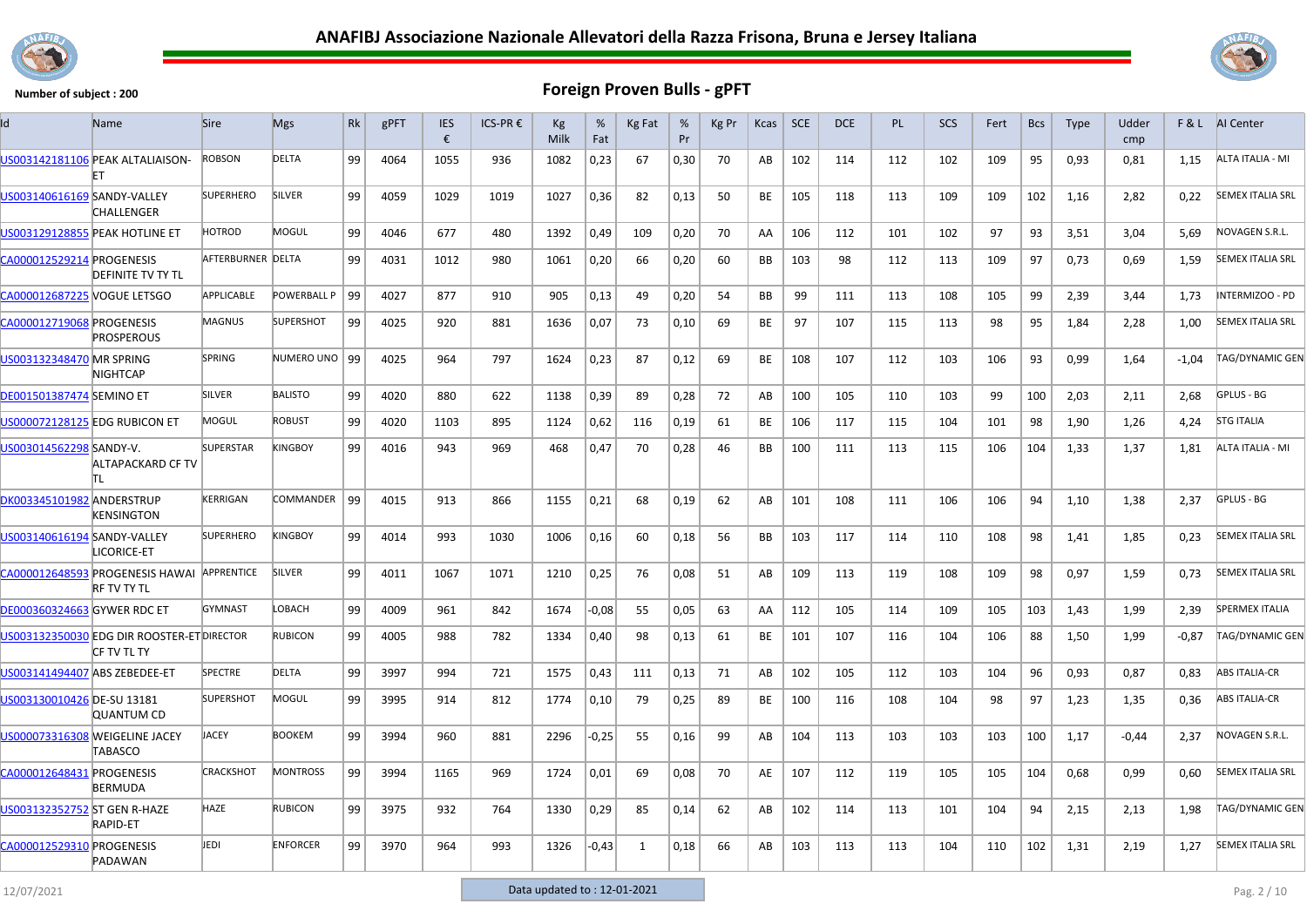# ANAFIBJ Associazione Nazionale Allevatori della Razza Frisona, Bruna e Jersey Italiana

**Number of subject : 200**

## Foreign Proven Bulls - gPFT

| Id | Name | Sire | Mgs | Rk | gPFT | IES € | ICS-PR € | Kg Milk | % Fat | Kg Fat | % Pr | Kg Pr | Kcas | SCE | DCE | PL | SCS | Fert | Bcs | Type | Udder cmp | F & L | AI Center |
|---|---|---|---|---|---|---|---|---|---|---|---|---|---|---|---|---|---|---|---|---|---|---|---|
| US003142181106 | PEAK ALTALIAISON-ET | ROBSON | DELTA | 99 | 4064 | 1055 | 936 | 1082 | 0,23 | 67 | 0,30 | 70 | AB | 102 | 114 | 112 | 102 | 109 | 95 | 0,93 | 0,81 | 1,15 | ALTA ITALIA - MI |
| US003140616169 | SANDY-VALLEY CHALLENGER | SUPERHERO | SILVER | 99 | 4059 | 1029 | 1019 | 1027 | 0,36 | 82 | 0,13 | 50 | BE | 105 | 118 | 113 | 109 | 109 | 102 | 1,16 | 2,82 | 0,22 | SEMEX ITALIA SRL |
| US003129128855 | PEAK HOTLINE ET | HOTROD | MOGUL | 99 | 4046 | 677 | 480 | 1392 | 0,49 | 109 | 0,20 | 70 | AA | 106 | 112 | 101 | 102 | 97 | 93 | 3,51 | 3,04 | 5,69 | NOVAGEN S.R.L. |
| CA000012529214 | PROGENESIS DEFINITE TV TY TL | AFTERBURNER | DELTA | 99 | 4031 | 1012 | 980 | 1061 | 0,20 | 66 | 0,20 | 60 | BB | 103 | 98 | 112 | 113 | 109 | 97 | 0,73 | 0,69 | 1,59 | SEMEX ITALIA SRL |
| CA000012687225 | VOGUE LETSGO | APPLICABLE | POWERBALL P | 99 | 4027 | 877 | 910 | 905 | 0,13 | 49 | 0,20 | 54 | BB | 99 | 111 | 113 | 108 | 105 | 99 | 2,39 | 3,44 | 1,73 | INTERMIZOO - PD |
| CA000012719068 | PROGENESIS PROSPEROUS | MAGNUS | SUPERSHOT | 99 | 4025 | 920 | 881 | 1636 | 0,07 | 73 | 0,10 | 69 | BE | 97 | 107 | 115 | 113 | 98 | 95 | 1,84 | 2,28 | 1,00 | SEMEX ITALIA SRL |
| US003132348470 | MR SPRING NIGHTCAP | SPRING | NUMERO UNO | 99 | 4025 | 964 | 797 | 1624 | 0,23 | 87 | 0,12 | 69 | BE | 108 | 107 | 112 | 103 | 106 | 93 | 0,99 | 1,64 | -1,04 | TAG/DYNAMIC GEN |
| DE001501387474 | SEMINO ET | SILVER | BALISTO | 99 | 4020 | 880 | 622 | 1138 | 0,39 | 89 | 0,28 | 72 | AB | 100 | 105 | 110 | 103 | 99 | 100 | 2,03 | 2,11 | 2,68 | GPLUS - BG |
| US000072128125 | EDG RUBICON ET | MOGUL | ROBUST | 99 | 4020 | 1103 | 895 | 1124 | 0,62 | 116 | 0,19 | 61 | BE | 106 | 117 | 115 | 104 | 101 | 98 | 1,90 | 1,26 | 4,24 | STG ITALIA |
| US003014562298 | SANDY-V. ALTAPACKARD CF TV TL | SUPERSTAR | KINGBOY | 99 | 4016 | 943 | 969 | 468 | 0,47 | 70 | 0,28 | 46 | BB | 100 | 111 | 113 | 115 | 106 | 104 | 1,33 | 1,37 | 1,81 | ALTA ITALIA - MI |
| DK003345101982 | ANDERSTRUP KENSINGTON | KERRIGAN | COMMANDER | 99 | 4015 | 913 | 866 | 1155 | 0,21 | 68 | 0,19 | 62 | AB | 101 | 108 | 111 | 106 | 106 | 94 | 1,10 | 1,38 | 2,37 | GPLUS - BG |
| US003140616194 | SANDY-VALLEY LICORICE-ET | SUPERHERO | KINGBOY | 99 | 4014 | 993 | 1030 | 1006 | 0,16 | 60 | 0,18 | 56 | BB | 103 | 117 | 114 | 110 | 108 | 98 | 1,41 | 1,85 | 0,23 | SEMEX ITALIA SRL |
| CA000012648593 | PROGENESIS HAWAI RF TV TY TL | APPRENTICE | SILVER | 99 | 4011 | 1067 | 1071 | 1210 | 0,25 | 76 | 0,08 | 51 | AB | 109 | 113 | 119 | 108 | 109 | 98 | 0,97 | 1,59 | 0,73 | SEMEX ITALIA SRL |
| DE000360324663 | GYWER RDC ET | GYMNAST | LOBACH | 99 | 4009 | 961 | 842 | 1674 | -0,08 | 55 | 0,05 | 63 | AA | 112 | 105 | 114 | 109 | 105 | 103 | 1,43 | 1,99 | 2,39 | SPERMEX ITALIA |
| US003132350030 | EDG DIR ROOSTER-ET CF TV TL TY | DIRECTOR | RUBICON | 99 | 4005 | 988 | 782 | 1334 | 0,40 | 98 | 0,13 | 61 | BE | 101 | 107 | 116 | 104 | 106 | 88 | 1,50 | 1,99 | -0,87 | TAG/DYNAMIC GEN |
| US003141494407 | ABS ZEBEDEE-ET | SPECTRE | DELTA | 99 | 3997 | 994 | 721 | 1575 | 0,43 | 111 | 0,13 | 71 | AB | 102 | 105 | 112 | 103 | 104 | 96 | 0,93 | 0,87 | 0,83 | ABS ITALIA-CR |
| US003130010426 | DE-SU 13181 QUANTUM CD | SUPERSHOT | MOGUL | 99 | 3995 | 914 | 812 | 1774 | 0,10 | 79 | 0,25 | 89 | BE | 100 | 116 | 108 | 104 | 98 | 97 | 1,23 | 1,35 | 0,36 | ABS ITALIA-CR |
| US000073316308 | WEIGELINE JACEY TABASCO | JACEY | BOOKEM | 99 | 3994 | 960 | 881 | 2296 | -0,25 | 55 | 0,16 | 99 | AB | 104 | 113 | 103 | 103 | 103 | 100 | 1,17 | -0,44 | 2,37 | NOVAGEN S.R.L. |
| CA000012648431 | PROGENESIS BERMUDA | CRACKSHOT | MONTROSS | 99 | 3994 | 1165 | 969 | 1724 | 0,01 | 69 | 0,08 | 70 | AE | 107 | 112 | 119 | 105 | 105 | 104 | 0,68 | 0,99 | 0,60 | SEMEX ITALIA SRL |
| US003132352752 | ST GEN R-HAZE RAPID-ET | HAZE | RUBICON | 99 | 3975 | 932 | 764 | 1330 | 0,29 | 85 | 0,14 | 62 | AB | 102 | 114 | 113 | 101 | 104 | 94 | 2,15 | 2,13 | 1,98 | TAG/DYNAMIC GEN |
| CA000012529310 | PROGENESIS PADAWAN | JEDI | ENFORCER | 99 | 3970 | 964 | 993 | 1326 | -0,43 | 1 | 0,18 | 66 | AB | 103 | 113 | 113 | 104 | 110 | 102 | 1,31 | 2,19 | 1,27 | SEMEX ITALIA SRL |

12/07/2021

Data updated to : 12-01-2021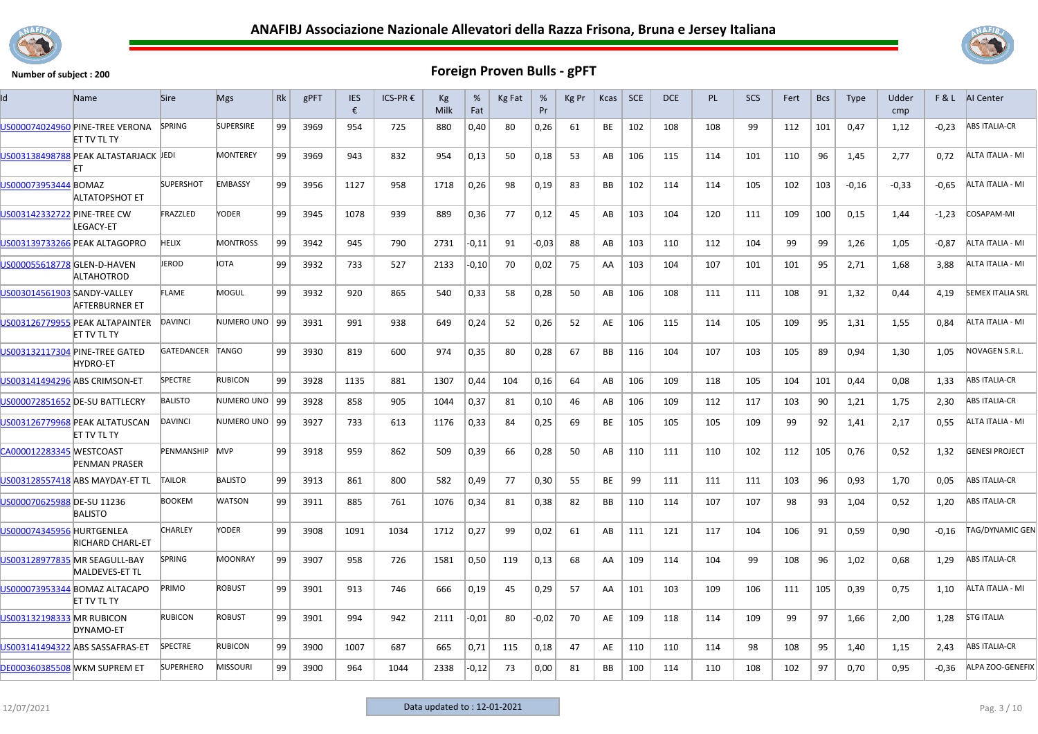## ANAFIBJ Associazione Nazionale Allevatori della Razza Frisona, Bruna e Jersey Italiana

**Number of subject : 200**

## Foreign Proven Bulls - gPFT

| Id | Name | Sire | Mgs | Rk | gPFT | IES € | ICS-PR € | Kg Milk | % Fat | Kg Fat | % Pr | Kg Pr | Kcas | SCE | DCE | PL | SCS | Fert | Bcs | Type | Udder cmp | F & L | AI Center |
|---|---|---|---|---|---|---|---|---|---|---|---|---|---|---|---|---|---|---|---|---|---|---|---|
| US000074024960 | PINE-TREE VERONA ET TV TL TY | SPRING | SUPERSIRE | 99 | 3969 | 954 | 725 | 880 | 0,40 | 80 | 0,26 | 61 | BE | 102 | 108 | 108 | 99 | 112 | 101 | 0,47 | 1,12 | -0,23 | ABS ITALIA-CR |
| US003138498788 | PEAK ALTASTARJACK ET | JEDI | MONTEREY | 99 | 3969 | 943 | 832 | 954 | 0,13 | 50 | 0,18 | 53 | AB | 106 | 115 | 114 | 101 | 110 | 96 | 1,45 | 2,77 | 0,72 | ALTA ITALIA - MI |
| US000073953444 | BOMAZ ALTATOPSHOT ET | SUPERSHOT | EMBASSY | 99 | 3956 | 1127 | 958 | 1718 | 0,26 | 98 | 0,19 | 83 | BB | 102 | 114 | 114 | 105 | 102 | 103 | -0,16 | -0,33 | -0,65 | ALTA ITALIA - MI |
| US003142332722 | PINE-TREE CW LEGACY-ET | FRAZZLED | YODER | 99 | 3945 | 1078 | 939 | 889 | 0,36 | 77 | 0,12 | 45 | AB | 103 | 104 | 120 | 111 | 109 | 100 | 0,15 | 1,44 | -1,23 | COSAPAM-MI |
| US003139733266 | PEAK ALTAGOPRO | HELIX | MONTROSS | 99 | 3942 | 945 | 790 | 2731 | -0,11 | 91 | -0,03 | 88 | AB | 103 | 110 | 112 | 104 | 99 | 99 | 1,26 | 1,05 | -0,87 | ALTA ITALIA - MI |
| US000055618778 | GLEN-D-HAVEN ALTAHOTROD | JEROD | IOTA | 99 | 3932 | 733 | 527 | 2133 | -0,10 | 70 | 0,02 | 75 | AA | 103 | 104 | 107 | 101 | 101 | 95 | 2,71 | 1,68 | 3,88 | ALTA ITALIA - MI |
| US003014561903 | SANDY-VALLEY AFTERBURNER ET | FLAME | MOGUL | 99 | 3932 | 920 | 865 | 540 | 0,33 | 58 | 0,28 | 50 | AB | 106 | 108 | 111 | 111 | 108 | 91 | 1,32 | 0,44 | 4,19 | SEMEX ITALIA SRL |
| US003126779955 | PEAK ALTAPAINTER ET TV TL TY | DAVINCI | NUMERO UNO | 99 | 3931 | 991 | 938 | 649 | 0,24 | 52 | 0,26 | 52 | AE | 106 | 115 | 114 | 105 | 109 | 95 | 1,31 | 1,55 | 0,84 | ALTA ITALIA - MI |
| US003132117304 | PINE-TREE GATED HYDRO-ET | GATEDANCER | TANGO | 99 | 3930 | 819 | 600 | 974 | 0,35 | 80 | 0,28 | 67 | BB | 116 | 104 | 107 | 103 | 105 | 89 | 0,94 | 1,30 | 1,05 | NOVAGEN S.R.L. |
| US003141494296 | ABS CRIMSON-ET | SPECTRE | RUBICON | 99 | 3928 | 1135 | 881 | 1307 | 0,44 | 104 | 0,16 | 64 | AB | 106 | 109 | 118 | 105 | 104 | 101 | 0,44 | 0,08 | 1,33 | ABS ITALIA-CR |
| US000072851652 | DE-SU BATTLECRY | BALISTO | NUMERO UNO | 99 | 3928 | 858 | 905 | 1044 | 0,37 | 81 | 0,10 | 46 | AB | 106 | 109 | 112 | 117 | 103 | 90 | 1,21 | 1,75 | 2,30 | ABS ITALIA-CR |
| US003126779968 | PEAK ALTATUSCAN ET TV TL TY | DAVINCI | NUMERO UNO | 99 | 3927 | 733 | 613 | 1176 | 0,33 | 84 | 0,25 | 69 | BE | 105 | 105 | 105 | 109 | 99 | 92 | 1,41 | 2,17 | 0,55 | ALTA ITALIA - MI |
| CA000012283345 | WESTCOAST PENMAN PRASER | PENMANSHIP | MVP | 99 | 3918 | 959 | 862 | 509 | 0,39 | 66 | 0,28 | 50 | AB | 110 | 111 | 110 | 102 | 112 | 105 | 0,76 | 0,52 | 1,32 | GENESI PROJECT |
| US003128557418 | ABS MAYDAY-ET TL | TAILOR | BALISTO | 99 | 3913 | 861 | 800 | 582 | 0,49 | 77 | 0,30 | 55 | BE | 99 | 111 | 111 | 111 | 103 | 96 | 0,93 | 1,70 | 0,05 | ABS ITALIA-CR |
| US000070625988 | DE-SU 11236 BALISTO | BOOKEM | WATSON | 99 | 3911 | 885 | 761 | 1076 | 0,34 | 81 | 0,38 | 82 | BB | 110 | 114 | 107 | 107 | 98 | 93 | 1,04 | 0,52 | 1,20 | ABS ITALIA-CR |
| US000074345956 | HURTGENLEA RICHARD CHARL-ET | CHARLEY | YODER | 99 | 3908 | 1091 | 1034 | 1712 | 0,27 | 99 | 0,02 | 61 | AB | 111 | 121 | 117 | 104 | 106 | 91 | 0,59 | 0,90 | -0,16 | TAG/DYNAMIC GEN |
| US003128977835 | MR SEAGULL-BAY MALDEVES-ET TL | SPRING | MOONRAY | 99 | 3907 | 958 | 726 | 1581 | 0,50 | 119 | 0,13 | 68 | AA | 109 | 114 | 104 | 99 | 108 | 96 | 1,02 | 0,68 | 1,29 | ABS ITALIA-CR |
| US000073953344 | BOMAZ ALTACAPO ET TV TL TY | PRIMO | ROBUST | 99 | 3901 | 913 | 746 | 666 | 0,19 | 45 | 0,29 | 57 | AA | 101 | 103 | 109 | 106 | 111 | 105 | 0,39 | 0,75 | 1,10 | ALTA ITALIA - MI |
| US003132198333 | MR RUBICON DYNAMO-ET | RUBICON | ROBUST | 99 | 3901 | 994 | 942 | 2111 | -0,01 | 80 | -0,02 | 70 | AE | 109 | 118 | 114 | 109 | 99 | 97 | 1,66 | 2,00 | 1,28 | STG ITALIA |
| US003141494322 | ABS SASSAFRAS-ET | SPECTRE | RUBICON | 99 | 3900 | 1007 | 687 | 665 | 0,71 | 115 | 0,18 | 47 | AE | 110 | 110 | 114 | 98 | 108 | 95 | 1,40 | 1,15 | 2,43 | ABS ITALIA-CR |
| DE000360385508 | WKM SUPREM ET | SUPERHERO | MISSOURI | 99 | 3900 | 964 | 1044 | 2338 | -0,12 | 73 | 0,00 | 81 | BB | 100 | 114 | 110 | 108 | 102 | 97 | 0,70 | 0,95 | -0,36 | ALPA ZOO-GENEFIX |

12/07/2021

Data updated to : 12-01-2021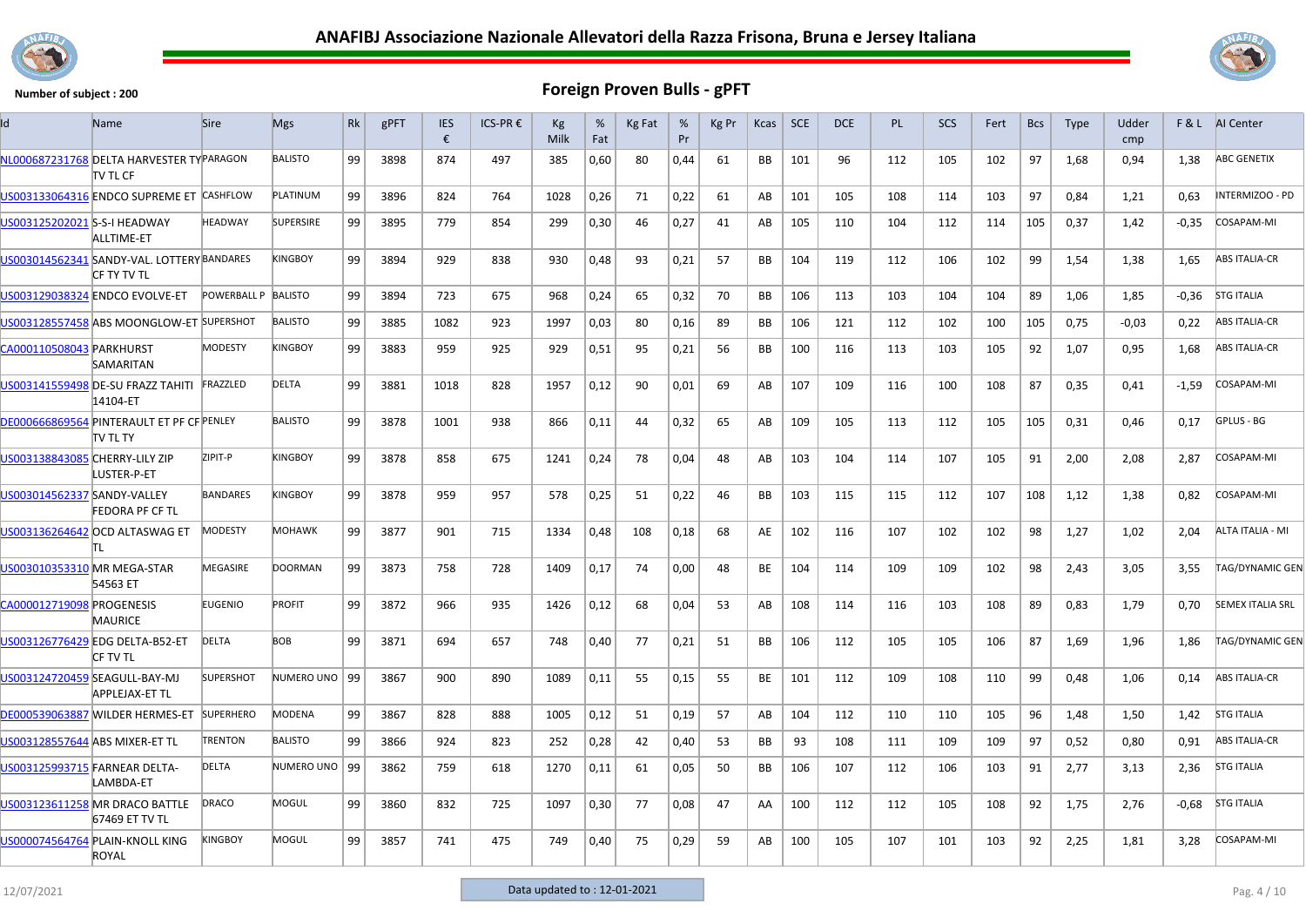# ANAFIBJ Associazione Nazionale Allevatori della Razza Frisona, Bruna e Jersey Italiana

**Number of subject : 200**

## Foreign Proven Bulls - gPFT

| Id | Name | Sire | Mgs | Rk | gPFT | IES € | ICS-PR € | Kg Milk | % Fat | Kg Fat | % Pr | Kg Pr | Kcas | SCE | DCE | PL | SCS | Fert | Bcs | Type | Udder cmp | F & L | AI Center |
|---|---|---|---|---|---|---|---|---|---|---|---|---|---|---|---|---|---|---|---|---|---|---|---|
| NL000687231768 | DELTA HARVESTER TY TV TL CF | PARAGON | BALISTO | 99 | 3898 | 874 | 497 | 385 | 0,60 | 80 | 0,44 | 61 | BB | 101 | 96 | 112 | 105 | 102 | 97 | 1,68 | 0,94 | 1,38 | ABC GENETIX |
| US003133064316 | ENDCO SUPREME ET | CASHFLOW | PLATINUM | 99 | 3896 | 824 | 764 | 1028 | 0,26 | 71 | 0,22 | 61 | AB | 101 | 105 | 108 | 114 | 103 | 97 | 0,84 | 1,21 | 0,63 | INTERMIZOO - PD |
| US003125202021 | S-S-I HEADWAY ALLTIME-ET | HEADWAY | SUPERSIRE | 99 | 3895 | 779 | 854 | 299 | 0,30 | 46 | 0,27 | 41 | AB | 105 | 110 | 104 | 112 | 114 | 105 | 0,37 | 1,42 | -0,35 | COSAPAM-MI |
| US003014562341 | SANDY-VAL. LOTTERY CF TY TV TL | BANDARES | KINGBOY | 99 | 3894 | 929 | 838 | 930 | 0,48 | 93 | 0,21 | 57 | BB | 104 | 119 | 112 | 106 | 102 | 99 | 1,54 | 1,38 | 1,65 | ABS ITALIA-CR |
| US003129038324 | ENDCO EVOLVE-ET | POWERBALL P | BALISTO | 99 | 3894 | 723 | 675 | 968 | 0,24 | 65 | 0,32 | 70 | BB | 106 | 113 | 103 | 104 | 104 | 89 | 1,06 | 1,85 | -0,36 | STG ITALIA |
| US003128557458 | ABS MOONGLOW-ET | SUPERSHOT | BALISTO | 99 | 3885 | 1082 | 923 | 1997 | 0,03 | 80 | 0,16 | 89 | BB | 106 | 121 | 112 | 102 | 100 | 105 | 0,75 | -0,03 | 0,22 | ABS ITALIA-CR |
| CA000110508043 | PARKHURST SAMARITAN | MODESTY | KINGBOY | 99 | 3883 | 959 | 925 | 929 | 0,51 | 95 | 0,21 | 56 | BB | 100 | 116 | 113 | 103 | 105 | 92 | 1,07 | 0,95 | 1,68 | ABS ITALIA-CR |
| US003141559498 | DE-SU FRAZZ TAHITI 14104-ET | FRAZZLED | DELTA | 99 | 3881 | 1018 | 828 | 1957 | 0,12 | 90 | 0,01 | 69 | AB | 107 | 109 | 116 | 100 | 108 | 87 | 0,35 | 0,41 | -1,59 | COSAPAM-MI |
| DE000666869564 | PINTERAULT ET PF CF TV TL TY | PENLEY | BALISTO | 99 | 3878 | 1001 | 938 | 866 | 0,11 | 44 | 0,32 | 65 | AB | 109 | 105 | 113 | 112 | 105 | 105 | 0,31 | 0,46 | 0,17 | GPLUS - BG |
| US003138843085 | CHERRY-LILY ZIP LUSTER-P-ET | ZIPIT-P | KINGBOY | 99 | 3878 | 858 | 675 | 1241 | 0,24 | 78 | 0,04 | 48 | AB | 103 | 104 | 114 | 107 | 105 | 91 | 2,00 | 2,08 | 2,87 | COSAPAM-MI |
| US003014562337 | SANDY-VALLEY FEDORA PF CF TL | BANDARES | KINGBOY | 99 | 3878 | 959 | 957 | 578 | 0,25 | 51 | 0,22 | 46 | BB | 103 | 115 | 115 | 112 | 107 | 108 | 1,12 | 1,38 | 0,82 | COSAPAM-MI |
| US003136264642 | OCD ALTASWAG ET TL | MODESTY | MOHAWK | 99 | 3877 | 901 | 715 | 1334 | 0,48 | 108 | 0,18 | 68 | AE | 102 | 116 | 107 | 102 | 102 | 98 | 1,27 | 1,02 | 2,04 | ALTA ITALIA - MI |
| US003010353310 | MR MEGA-STAR 54563 ET | MEGASIRE | DOORMAN | 99 | 3873 | 758 | 728 | 1409 | 0,17 | 74 | 0,00 | 48 | BE | 104 | 114 | 109 | 109 | 102 | 98 | 2,43 | 3,05 | 3,55 | TAG/DYNAMIC GEN |
| CA000012719098 | PROGENESIS MAURICE | EUGENIO | PROFIT | 99 | 3872 | 966 | 935 | 1426 | 0,12 | 68 | 0,04 | 53 | AB | 108 | 114 | 116 | 103 | 108 | 89 | 0,83 | 1,79 | 0,70 | SEMEX ITALIA SRL |
| US003126776429 | EDG DELTA-B52-ET CF TV TL | DELTA | BOB | 99 | 3871 | 694 | 657 | 748 | 0,40 | 77 | 0,21 | 51 | BB | 106 | 112 | 105 | 105 | 106 | 87 | 1,69 | 1,96 | 1,86 | TAG/DYNAMIC GEN |
| US003124720459 | SEAGULL-BAY-MJ APPLEJAX-ET TL | SUPERSHOT | NUMERO UNO | 99 | 3867 | 900 | 890 | 1089 | 0,11 | 55 | 0,15 | 55 | BE | 101 | 112 | 109 | 108 | 110 | 99 | 0,48 | 1,06 | 0,14 | ABS ITALIA-CR |
| DE000539063887 | WILDER HERMES-ET | SUPERHERO | MODENA | 99 | 3867 | 828 | 888 | 1005 | 0,12 | 51 | 0,19 | 57 | AB | 104 | 112 | 110 | 110 | 105 | 96 | 1,48 | 1,50 | 1,42 | STG ITALIA |
| US003128557644 | ABS MIXER-ET TL | TRENTON | BALISTO | 99 | 3866 | 924 | 823 | 252 | 0,28 | 42 | 0,40 | 53 | BB | 93 | 108 | 111 | 109 | 109 | 97 | 0,52 | 0,80 | 0,91 | ABS ITALIA-CR |
| US003125993715 | FARNEAR DELTA-LAMBDA-ET | DELTA | NUMERO UNO | 99 | 3862 | 759 | 618 | 1270 | 0,11 | 61 | 0,05 | 50 | BB | 106 | 107 | 112 | 106 | 103 | 91 | 2,77 | 3,13 | 2,36 | STG ITALIA |
| US003123611258 | MR DRACO BATTLE 67469 ET TV TL | DRACO | MOGUL | 99 | 3860 | 832 | 725 | 1097 | 0,30 | 77 | 0,08 | 47 | AA | 100 | 112 | 112 | 105 | 108 | 92 | 1,75 | 2,76 | -0,68 | STG ITALIA |
| US000074564764 | PLAIN-KNOLL KING ROYAL | KINGBOY | MOGUL | 99 | 3857 | 741 | 475 | 749 | 0,40 | 75 | 0,29 | 59 | AB | 100 | 105 | 107 | 101 | 103 | 92 | 2,25 | 1,81 | 3,28 | COSAPAM-MI |

12/07/2021 — Data updated to : 12-01-2021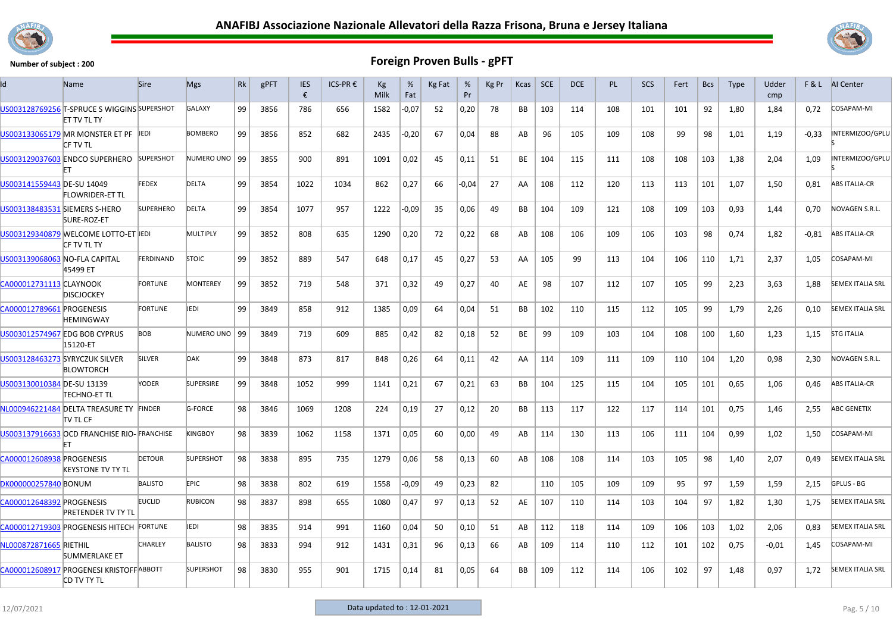# ANAFIBJ Associazione Nazionale Allevatori della Razza Frisona, Bruna e Jersey Italiana

**Number of subject : 200**

## Foreign Proven Bulls - gPFT

| Id | Name | Sire | Mgs | Rk | gPFT | IES € | ICS-PR € | Kg Milk | % Fat | Kg Fat | % Pr | Kg Pr | Kcas | SCE | DCE | PL | SCS | Fert | Bcs | Type | Udder cmp | F & L | AI Center |
|---|---|---|---|---|---|---|---|---|---|---|---|---|---|---|---|---|---|---|---|---|---|---|---|
| US003128769256 | T-SPRUCE S WIGGINS ET TV TL TY | SUPERSHOT | GALAXY | 99 | 3856 | 786 | 656 | 1582 | -0,07 | 52 | 0,20 | 78 | BB | 103 | 114 | 108 | 101 | 101 | 92 | 1,80 | 1,84 | 0,72 | COSAPAM-MI |
| US003133065179 | MR MONSTER ET PF CF TV TL | JEDI | BOMBERO | 99 | 3856 | 852 | 682 | 2435 | -0,20 | 67 | 0,04 | 88 | AB | 96 | 105 | 109 | 108 | 99 | 98 | 1,01 | 1,19 | -0,33 | INTERMIZOO/GPLUS |
| US003129037603 | ENDCO SUPERHERO ET | SUPERSHOT | NUMERO UNO | 99 | 3855 | 900 | 891 | 1091 | 0,02 | 45 | 0,11 | 51 | BE | 104 | 115 | 111 | 108 | 108 | 103 | 1,38 | 2,04 | 1,09 | INTERMIZOO/GPLUS |
| US003141559443 | DE-SU 14049 FLOWRIDER-ET TL | FEDEX | DELTA | 99 | 3854 | 1022 | 1034 | 862 | 0,27 | 66 | -0,04 | 27 | AA | 108 | 112 | 120 | 113 | 113 | 101 | 1,07 | 1,50 | 0,81 | ABS ITALIA-CR |
| US003138483531 | SIEMERS S-HERO SURE-ROZ-ET | SUPERHERO | DELTA | 99 | 3854 | 1077 | 957 | 1222 | -0,09 | 35 | 0,06 | 49 | BB | 104 | 109 | 121 | 108 | 109 | 103 | 0,93 | 1,44 | 0,70 | NOVAGEN S.R.L. |
| US003129340879 | WELCOME LOTTO-ET CF TV TL TY | JEDI | MULTIPLY | 99 | 3852 | 808 | 635 | 1290 | 0,20 | 72 | 0,22 | 68 | AB | 108 | 106 | 109 | 106 | 103 | 98 | 0,74 | 1,82 | -0,81 | ABS ITALIA-CR |
| US003139068063 | NO-FLA CAPITAL 45499 ET | FERDINAND | STOIC | 99 | 3852 | 889 | 547 | 648 | 0,17 | 45 | 0,27 | 53 | AA | 105 | 99 | 113 | 104 | 106 | 110 | 1,71 | 2,37 | 1,05 | COSAPAM-MI |
| CA000012731113 | CLAYNOOK DISCJOCKEY | FORTUNE | MONTEREY | 99 | 3852 | 719 | 548 | 371 | 0,32 | 49 | 0,27 | 40 | AE | 98 | 107 | 112 | 107 | 105 | 99 | 2,23 | 3,63 | 1,88 | SEMEX ITALIA SRL |
| CA000012789661 | PROGENESIS HEMINGWAY | FORTUNE | JEDI | 99 | 3849 | 858 | 912 | 1385 | 0,09 | 64 | 0,04 | 51 | BB | 102 | 110 | 115 | 112 | 105 | 99 | 1,79 | 2,26 | 0,10 | SEMEX ITALIA SRL |
| US003012574967 | EDG BOB CYPRUS 15120-ET | BOB | NUMERO UNO | 99 | 3849 | 719 | 609 | 885 | 0,42 | 82 | 0,18 | 52 | BE | 99 | 109 | 103 | 104 | 108 | 100 | 1,60 | 1,23 | 1,15 | STG ITALIA |
| US003128463273 | SYRYCZUK SILVER BLOWTORCH | SILVER | OAK | 99 | 3848 | 873 | 817 | 848 | 0,26 | 64 | 0,11 | 42 | AA | 114 | 109 | 111 | 109 | 110 | 104 | 1,20 | 0,98 | 2,30 | NOVAGEN S.R.L. |
| US003130010384 | DE-SU 13139 TECHNO-ET TL | YODER | SUPERSIRE | 99 | 3848 | 1052 | 999 | 1141 | 0,21 | 67 | 0,21 | 63 | BB | 104 | 125 | 115 | 104 | 105 | 101 | 0,65 | 1,06 | 0,46 | ABS ITALIA-CR |
| NL000946221484 | DELTA TREASURE TY TV TL CF | FINDER | G-FORCE | 98 | 3846 | 1069 | 1208 | 224 | 0,19 | 27 | 0,12 | 20 | BB | 113 | 117 | 122 | 117 | 114 | 101 | 0,75 | 1,46 | 2,55 | ABC GENETIX |
| US003137916633 | OCD FRANCHISE RIO-ET | FRANCHISE | KINGBOY | 98 | 3839 | 1062 | 1158 | 1371 | 0,05 | 60 | 0,00 | 49 | AB | 114 | 130 | 113 | 106 | 111 | 104 | 0,99 | 1,02 | 1,50 | COSAPAM-MI |
| CA000012608938 | PROGENESIS KEYSTONE TV TY TL | DETOUR | SUPERSHOT | 98 | 3838 | 895 | 735 | 1279 | 0,06 | 58 | 0,13 | 60 | AB | 108 | 108 | 114 | 103 | 105 | 98 | 1,40 | 2,07 | 0,49 | SEMEX ITALIA SRL |
| DK000000257840 | BONUM | BALISTO | EPIC | 98 | 3838 | 802 | 619 | 1558 | -0,09 | 49 | 0,23 | 82 | | 110 | 105 | 109 | 109 | 95 | 97 | 1,59 | 1,59 | 2,15 | GPLUS - BG |
| CA000012648392 | PROGENESIS PRETENDER TV TY TL | EUCLID | RUBICON | 98 | 3837 | 898 | 655 | 1080 | 0,47 | 97 | 0,13 | 52 | AE | 107 | 110 | 114 | 103 | 104 | 97 | 1,82 | 1,30 | 1,75 | SEMEX ITALIA SRL |
| CA000012719303 | PROGENESIS HITECH | FORTUNE | JEDI | 98 | 3835 | 914 | 991 | 1160 | 0,04 | 50 | 0,10 | 51 | AB | 112 | 118 | 114 | 109 | 106 | 103 | 1,02 | 2,06 | 0,83 | SEMEX ITALIA SRL |
| NL000872871665 | RIETHIL SUMMERLAKE ET | CHARLEY | BALISTO | 98 | 3833 | 994 | 912 | 1431 | 0,31 | 96 | 0,13 | 66 | AB | 109 | 114 | 110 | 112 | 101 | 102 | 0,75 | -0,01 | 1,45 | COSAPAM-MI |
| CA000012608917 | PROGENESI KRISTOFF CD TV TY TL | ABBOTT | SUPERSHOT | 98 | 3830 | 955 | 901 | 1715 | 0,14 | 81 | 0,05 | 64 | BB | 109 | 112 | 114 | 106 | 102 | 97 | 1,48 | 0,97 | 1,72 | SEMEX ITALIA SRL |

12/07/2021 — Data updated to : 12-01-2021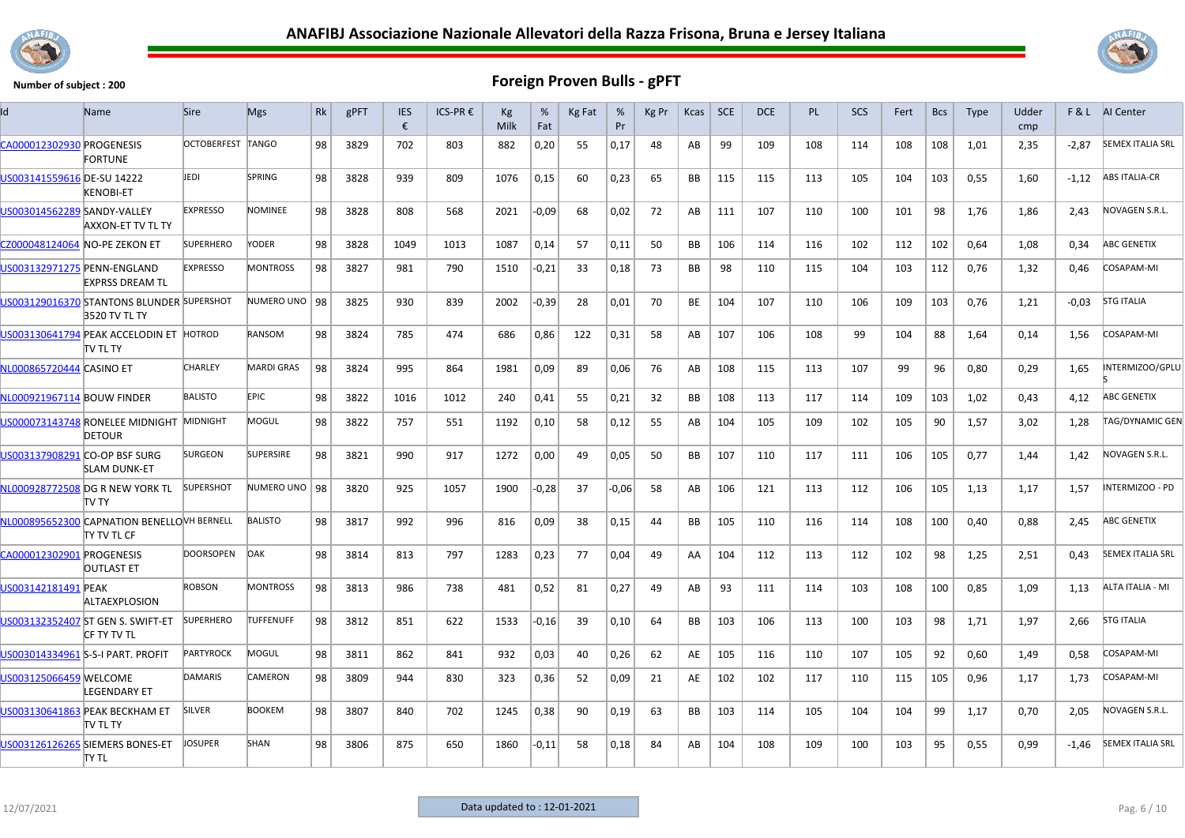# ANAFIBJ Associazione Nazionale Allevatori della Razza Frisona, Bruna e Jersey Italiana

**Number of subject : 200**

## Foreign Proven Bulls - gPFT

| Id | Name | Sire | Mgs | Rk | gPFT | IES € | ICS-PR € | Kg Milk | % Fat | Kg Fat | % Pr | Kg Pr | Kcas | SCE | DCE | PL | SCS | Fert | Bcs | Type | Udder cmp | F & L | AI Center |
|---|---|---|---|---|---|---|---|---|---|---|---|---|---|---|---|---|---|---|---|---|---|---|---|
| CA000012302930 | PROGENESIS FORTUNE | OCTOBERFEST | TANGO | 98 | 3829 | 702 | 803 | 882 | 0,20 | 55 | 0,17 | 48 | AB | 99 | 109 | 108 | 114 | 108 | 108 | 1,01 | 2,35 | -2,87 | SEMEX ITALIA SRL |
| US003141559616 | DE-SU 14222 KENOBI-ET | JEDI | SPRING | 98 | 3828 | 939 | 809 | 1076 | 0,15 | 60 | 0,23 | 65 | BB | 115 | 115 | 113 | 105 | 104 | 103 | 0,55 | 1,60 | -1,12 | ABS ITALIA-CR |
| US003014562289 | SANDY-VALLEY AXXON-ET TV TL TY | EXPRESSO | NOMINEE | 98 | 3828 | 808 | 568 | 2021 | -0,09 | 68 | 0,02 | 72 | AB | 111 | 107 | 110 | 100 | 101 | 98 | 1,76 | 1,86 | 2,43 | NOVAGEN S.R.L. |
| CZ000048124064 | NO-PE ZEKON ET | SUPERHERO | YODER | 98 | 3828 | 1049 | 1013 | 1087 | 0,14 | 57 | 0,11 | 50 | BB | 106 | 114 | 116 | 102 | 112 | 102 | 0,64 | 1,08 | 0,34 | ABC GENETIX |
| US003132971275 | PENN-ENGLAND EXPRSS DREAM TL | EXPRESSO | MONTROSS | 98 | 3827 | 981 | 790 | 1510 | -0,21 | 33 | 0,18 | 73 | BB | 98 | 110 | 115 | 104 | 103 | 112 | 0,76 | 1,32 | 0,46 | COSAPAM-MI |
| US003129016370 | STANTONS BLUNDER 3520 TV TL TY | SUPERSHOT | NUMERO UNO | 98 | 3825 | 930 | 839 | 2002 | -0,39 | 28 | 0,01 | 70 | BE | 104 | 107 | 110 | 106 | 109 | 103 | 0,76 | 1,21 | -0,03 | STG ITALIA |
| US003130641794 | PEAK ACCELODIN ET TV TL TY | HOTROD | RANSOM | 98 | 3824 | 785 | 474 | 686 | 0,86 | 122 | 0,31 | 58 | AB | 107 | 106 | 108 | 99 | 104 | 88 | 1,64 | 0,14 | 1,56 | COSAPAM-MI |
| NL000865720444 | CASINO ET | CHARLEY | MARDI GRAS | 98 | 3824 | 995 | 864 | 1981 | 0,09 | 89 | 0,06 | 76 | AB | 108 | 115 | 113 | 107 | 99 | 96 | 0,80 | 0,29 | 1,65 | INTERMIZOO/GPLUS |
| NL000921967114 | BOUW FINDER | BALISTO | EPIC | 98 | 3822 | 1016 | 1012 | 240 | 0,41 | 55 | 0,21 | 32 | BB | 108 | 113 | 117 | 114 | 109 | 103 | 1,02 | 0,43 | 4,12 | ABC GENETIX |
| US000073143748 | RONELEE MIDNIGHT DETOUR | MIDNIGHT | MOGUL | 98 | 3822 | 757 | 551 | 1192 | 0,10 | 58 | 0,12 | 55 | AB | 104 | 105 | 109 | 102 | 105 | 90 | 1,57 | 3,02 | 1,28 | TAG/DYNAMIC GEN |
| US003137908291 | CO-OP BSF SURG SLAM DUNK-ET | SURGEON | SUPERSIRE | 98 | 3821 | 990 | 917 | 1272 | 0,00 | 49 | 0,05 | 50 | BB | 107 | 110 | 117 | 111 | 106 | 105 | 0,77 | 1,44 | 1,42 | NOVAGEN S.R.L. |
| NL000928772508 | DG R NEW YORK TL TV TY | SUPERSHOT | NUMERO UNO | 98 | 3820 | 925 | 1057 | 1900 | -0,28 | 37 | -0,06 | 58 | AB | 106 | 121 | 113 | 112 | 106 | 105 | 1,13 | 1,17 | 1,57 | INTERMIZOO - PD |
| NL000895652300 | CAPNATION BENELLO TY TV TL CF | VH BERNELL | BALISTO | 98 | 3817 | 992 | 996 | 816 | 0,09 | 38 | 0,15 | 44 | BB | 105 | 110 | 116 | 114 | 108 | 100 | 0,40 | 0,88 | 2,45 | ABC GENETIX |
| CA000012302901 | PROGENESIS OUTLAST ET | DOORSOPEN | OAK | 98 | 3814 | 813 | 797 | 1283 | 0,23 | 77 | 0,04 | 49 | AA | 104 | 112 | 113 | 112 | 102 | 98 | 1,25 | 2,51 | 0,43 | SEMEX ITALIA SRL |
| US003142181491 | PEAK ALTAEXPLOSION | ROBSON | MONTROSS | 98 | 3813 | 986 | 738 | 481 | 0,52 | 81 | 0,27 | 49 | AB | 93 | 111 | 114 | 103 | 108 | 100 | 0,85 | 1,09 | 1,13 | ALTA ITALIA - MI |
| US003132352407 | ST GEN S. SWIFT-ET CF TY TV TL | SUPERHERO | TUFFENUFF | 98 | 3812 | 851 | 622 | 1533 | -0,16 | 39 | 0,10 | 64 | BB | 103 | 106 | 113 | 100 | 103 | 98 | 1,71 | 1,97 | 2,66 | STG ITALIA |
| US003014334961 | S-S-I PART. PROFIT | PARTYROCK | MOGUL | 98 | 3811 | 862 | 841 | 932 | 0,03 | 40 | 0,26 | 62 | AE | 105 | 116 | 110 | 107 | 105 | 92 | 0,60 | 1,49 | 0,58 | COSAPAM-MI |
| US003125066459 | WELCOME LEGENDARY ET | DAMARIS | CAMERON | 98 | 3809 | 944 | 830 | 323 | 0,36 | 52 | 0,09 | 21 | AE | 102 | 102 | 117 | 110 | 115 | 105 | 0,96 | 1,17 | 1,73 | COSAPAM-MI |
| US003130641863 | PEAK BECKHAM ET TV TL TY | SILVER | BOOKEM | 98 | 3807 | 840 | 702 | 1245 | 0,38 | 90 | 0,19 | 63 | BB | 103 | 114 | 105 | 104 | 104 | 99 | 1,17 | 0,70 | 2,05 | NOVAGEN S.R.L. |
| US003126126265 | SIEMERS BONES-ET TY TL | JOSUPER | SHAN | 98 | 3806 | 875 | 650 | 1860 | -0,11 | 58 | 0,18 | 84 | AB | 104 | 108 | 109 | 100 | 103 | 95 | 0,55 | 0,99 | -1,46 | SEMEX ITALIA SRL |

12/07/2021

Data updated to : 12-01-2021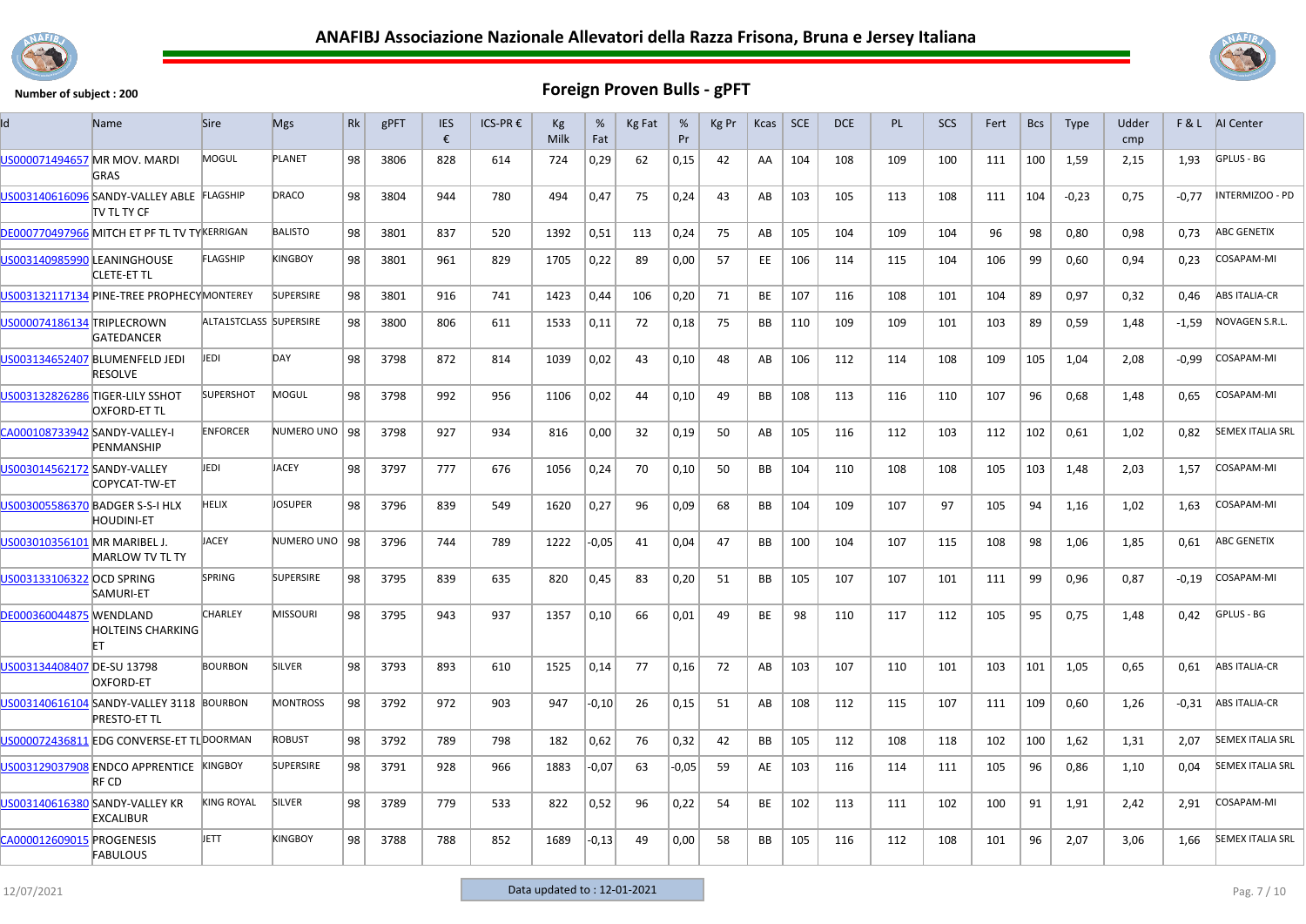# ANAFIBJ Associazione Nazionale Allevatori della Razza Frisona, Bruna e Jersey Italiana

**Number of subject : 200**

## Foreign Proven Bulls - gPFT

| Id | Name | Sire | Mgs | Rk | gPFT | IES € | ICS-PR € | Kg Milk | % Fat | Kg Fat | % Pr | Kg Pr | Kcas | SCE | DCE | PL | SCS | Fert | Bcs | Type | Udder cmp | F & L | AI Center |
|---|---|---|---|---|---|---|---|---|---|---|---|---|---|---|---|---|---|---|---|---|---|---|---|
| US000071494657 | MR MOV. MARDI GRAS | MOGUL | PLANET | 98 | 3806 | 828 | 614 | 724 | 0,29 | 62 | 0,15 | 42 | AA | 104 | 108 | 109 | 100 | 111 | 100 | 1,59 | 2,15 | 1,93 | GPLUS - BG |
| US003140616096 | SANDY-VALLEY ABLE TV TL TY CF | FLAGSHIP | DRACO | 98 | 3804 | 944 | 780 | 494 | 0,47 | 75 | 0,24 | 43 | AB | 103 | 105 | 113 | 108 | 111 | 104 | -0,23 | 0,75 | -0,77 | INTERMIZOO - PD |
| DE000770497966 | MITCH ET PF TL TV TY | KERRIGAN | BALISTO | 98 | 3801 | 837 | 520 | 1392 | 0,51 | 113 | 0,24 | 75 | AB | 105 | 104 | 109 | 104 | 96 | 98 | 0,80 | 0,98 | 0,73 | ABC GENETIX |
| US003140985990 | LEANINGHOUSE CLETE-ET TL | FLAGSHIP | KINGBOY | 98 | 3801 | 961 | 829 | 1705 | 0,22 | 89 | 0,00 | 57 | EE | 106 | 114 | 115 | 104 | 106 | 99 | 0,60 | 0,94 | 0,23 | COSAPAM-MI |
| US003132117134 | PINE-TREE PROPHECY | MONTEREY | SUPERSIRE | 98 | 3801 | 916 | 741 | 1423 | 0,44 | 106 | 0,20 | 71 | BE | 107 | 116 | 108 | 101 | 104 | 89 | 0,97 | 0,32 | 0,46 | ABS ITALIA-CR |
| US000074186134 | TRIPLECROWN GATEDANCER | ALTA1STCLASS | SUPERSIRE | 98 | 3800 | 806 | 611 | 1533 | 0,11 | 72 | 0,18 | 75 | BB | 110 | 109 | 109 | 101 | 103 | 89 | 0,59 | 1,48 | -1,59 | NOVAGEN S.R.L. |
| US003134652407 | BLUMENFELD JEDI RESOLVE | JEDI | DAY | 98 | 3798 | 872 | 814 | 1039 | 0,02 | 43 | 0,10 | 48 | AB | 106 | 112 | 114 | 108 | 109 | 105 | 1,04 | 2,08 | -0,99 | COSAPAM-MI |
| US003132826286 | TIGER-LILY SSHOT OXFORD-ET TL | SUPERSHOT | MOGUL | 98 | 3798 | 992 | 956 | 1106 | 0,02 | 44 | 0,10 | 49 | BB | 108 | 113 | 116 | 110 | 107 | 96 | 0,68 | 1,48 | 0,65 | COSAPAM-MI |
| CA000108733942 | SANDY-VALLEY-I PENMANSHIP | ENFORCER | NUMERO UNO | 98 | 3798 | 927 | 934 | 816 | 0,00 | 32 | 0,19 | 50 | AB | 105 | 116 | 112 | 103 | 112 | 102 | 0,61 | 1,02 | 0,82 | SEMEX ITALIA SRL |
| US003014562172 | SANDY-VALLEY COPYCAT-TW-ET | JEDI | JACEY | 98 | 3797 | 777 | 676 | 1056 | 0,24 | 70 | 0,10 | 50 | BB | 104 | 110 | 108 | 108 | 105 | 103 | 1,48 | 2,03 | 1,57 | COSAPAM-MI |
| US003005586370 | BADGER S-S-I HLX HOUDINI-ET | HELIX | JOSUPER | 98 | 3796 | 839 | 549 | 1620 | 0,27 | 96 | 0,09 | 68 | BB | 104 | 109 | 107 | 97 | 105 | 94 | 1,16 | 1,02 | 1,63 | COSAPAM-MI |
| US003010356101 | MR MARIBEL J. MARLOW TV TL TY | JACEY | NUMERO UNO | 98 | 3796 | 744 | 789 | 1222 | -0,05 | 41 | 0,04 | 47 | BB | 100 | 104 | 107 | 115 | 108 | 98 | 1,06 | 1,85 | 0,61 | ABC GENETIX |
| US003133106322 | OCD SPRING SAMURI-ET | SPRING | SUPERSIRE | 98 | 3795 | 839 | 635 | 820 | 0,45 | 83 | 0,20 | 51 | BB | 105 | 107 | 107 | 101 | 111 | 99 | 0,96 | 0,87 | -0,19 | COSAPAM-MI |
| DE000360044875 | WENDLAND HOLTEINS CHARKING ET | CHARLEY | MISSOURI | 98 | 3795 | 943 | 937 | 1357 | 0,10 | 66 | 0,01 | 49 | BE | 98 | 110 | 117 | 112 | 105 | 95 | 0,75 | 1,48 | 0,42 | GPLUS - BG |
| US003134408407 | DE-SU 13798 OXFORD-ET | BOURBON | SILVER | 98 | 3793 | 893 | 610 | 1525 | 0,14 | 77 | 0,16 | 72 | AB | 103 | 107 | 110 | 101 | 103 | 101 | 1,05 | 0,65 | 0,61 | ABS ITALIA-CR |
| US003140616104 | SANDY-VALLEY 3118 PRESTO-ET TL | BOURBON | MONTROSS | 98 | 3792 | 972 | 903 | 947 | -0,10 | 26 | 0,15 | 51 | AB | 108 | 112 | 115 | 107 | 111 | 109 | 0,60 | 1,26 | -0,31 | ABS ITALIA-CR |
| US000072436811 | EDG CONVERSE-ET TL | DOORMAN | ROBUST | 98 | 3792 | 789 | 798 | 182 | 0,62 | 76 | 0,32 | 42 | BB | 105 | 112 | 108 | 118 | 102 | 100 | 1,62 | 1,31 | 2,07 | SEMEX ITALIA SRL |
| US003129037908 | ENDCO APPRENTICE RF CD | KINGBOY | SUPERSIRE | 98 | 3791 | 928 | 966 | 1883 | -0,07 | 63 | -0,05 | 59 | AE | 103 | 116 | 114 | 111 | 105 | 96 | 0,86 | 1,10 | 0,04 | SEMEX ITALIA SRL |
| US003140616380 | SANDY-VALLEY KR EXCALIBUR | KING ROYAL | SILVER | 98 | 3789 | 779 | 533 | 822 | 0,52 | 96 | 0,22 | 54 | BE | 102 | 113 | 111 | 102 | 100 | 91 | 1,91 | 2,42 | 2,91 | COSAPAM-MI |
| CA000012609015 | PROGENESIS FABULOUS | JETT | KINGBOY | 98 | 3788 | 788 | 852 | 1689 | -0,13 | 49 | 0,00 | 58 | BB | 105 | 116 | 112 | 108 | 101 | 96 | 2,07 | 3,06 | 1,66 | SEMEX ITALIA SRL |

12/07/2021 — Data updated to : 12-01-2021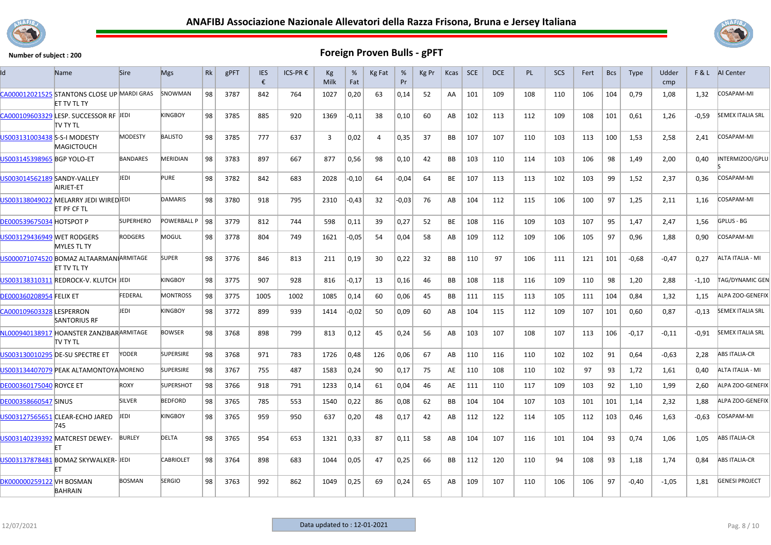# ANAFIBJ Associazione Nazionale Allevatori della Razza Frisona, Bruna e Jersey Italiana

**Number of subject : 200**

## Foreign Proven Bulls - gPFT

| Id | Name | Sire | Mgs | Rk | gPFT | IES € | ICS-PR € | Kg Milk | % Fat | Kg Fat | % Pr | Kg Pr | Kcas | SCE | DCE | PL | SCS | Fert | Bcs | Type | Udder cmp | F & L | AI Center |
|---|---|---|---|---|---|---|---|---|---|---|---|---|---|---|---|---|---|---|---|---|---|---|---|
| CA000012021525 | STANTONS CLOSE UP ET TV TL TY | MARDI GRAS | SNOWMAN | 98 | 3787 | 842 | 764 | 1027 | 0,20 | 63 | 0,14 | 52 | AA | 101 | 109 | 108 | 110 | 106 | 104 | 0,79 | 1,08 | 1,32 | COSAPAM-MI |
| CA000109603329 | LESP. SUCCESSOR RF TV TY TL | JEDI | KINGBOY | 98 | 3785 | 885 | 920 | 1369 | -0,11 | 38 | 0,10 | 60 | AB | 102 | 113 | 112 | 109 | 108 | 101 | 0,61 | 1,26 | -0,59 | SEMEX ITALIA SRL |
| US003131003438 | S-S-I MODESTY MAGICTOUCH | MODESTY | BALISTO | 98 | 3785 | 777 | 637 | 3 | 0,02 | 4 | 0,35 | 37 | BB | 107 | 107 | 110 | 103 | 113 | 100 | 1,53 | 2,58 | 2,41 | COSAPAM-MI |
| US003145398965 | BGP YOLO-ET | BANDARES | MERIDIAN | 98 | 3783 | 897 | 667 | 877 | 0,56 | 98 | 0,10 | 42 | BB | 103 | 110 | 114 | 103 | 106 | 98 | 1,49 | 2,00 | 0,40 | INTERMIZOO/GPLUS |
| US003014562189 | SANDY-VALLEY AIRJET-ET | JEDI | PURE | 98 | 3782 | 842 | 683 | 2028 | -0,10 | 64 | -0,04 | 64 | BE | 107 | 113 | 113 | 102 | 103 | 99 | 1,52 | 2,37 | 0,36 | COSAPAM-MI |
| US003138049022 | MELARRY JEDI WIRED ET PF CF TL | JEDI | DAMARIS | 98 | 3780 | 918 | 795 | 2310 | -0,43 | 32 | -0,03 | 76 | AB | 104 | 112 | 115 | 106 | 100 | 97 | 1,25 | 2,11 | 1,16 | COSAPAM-MI |
| DE000539675034 | HOTSPOT P | SUPERHERO | POWERBALL P | 98 | 3779 | 812 | 744 | 598 | 0,11 | 39 | 0,27 | 52 | BE | 108 | 116 | 109 | 103 | 107 | 95 | 1,47 | 2,47 | 1,56 | GPLUS - BG |
| US003129436949 | WET RODGERS MYLES TL TY | RODGERS | MOGUL | 98 | 3778 | 804 | 749 | 1621 | -0,05 | 54 | 0,04 | 58 | AB | 109 | 112 | 109 | 106 | 105 | 97 | 0,96 | 1,88 | 0,90 | COSAPAM-MI |
| US000071074520 | BOMAZ ALTAARMANI ET TV TL TY | ARMITAGE | SUPER | 98 | 3776 | 846 | 813 | 211 | 0,19 | 30 | 0,22 | 32 | BB | 110 | 97 | 106 | 111 | 121 | 101 | -0,68 | -0,47 | 0,27 | ALTA ITALIA - MI |
| US003138310311 | REDROCK-V. KLUTCH | JEDI | KINGBOY | 98 | 3775 | 907 | 928 | 816 | -0,17 | 13 | 0,16 | 46 | BB | 108 | 118 | 116 | 109 | 110 | 98 | 1,20 | 2,88 | -1,10 | TAG/DYNAMIC GEN |
| DE000360208954 | FELIX ET | FEDERAL | MONTROSS | 98 | 3775 | 1005 | 1002 | 1085 | 0,14 | 60 | 0,06 | 45 | BB | 111 | 115 | 113 | 105 | 111 | 104 | 0,84 | 1,32 | 1,15 | ALPA ZOO-GENEFIX |
| CA000109603328 | LESPERRON SANTORIUS RF | JEDI | KINGBOY | 98 | 3772 | 899 | 939 | 1414 | -0,02 | 50 | 0,09 | 60 | AB | 104 | 115 | 112 | 109 | 107 | 101 | 0,60 | 0,87 | -0,13 | SEMEX ITALIA SRL |
| NL000940138917 | HOANSTER ZANZIBAR TV TY TL | ARMITAGE | BOWSER | 98 | 3768 | 898 | 799 | 813 | 0,12 | 45 | 0,24 | 56 | AB | 103 | 107 | 108 | 107 | 113 | 106 | -0,17 | -0,11 | -0,91 | SEMEX ITALIA SRL |
| US003130010295 | DE-SU SPECTRE ET | YODER | SUPERSIRE | 98 | 3768 | 971 | 783 | 1726 | 0,48 | 126 | 0,06 | 67 | AB | 110 | 116 | 110 | 102 | 102 | 91 | 0,64 | -0,63 | 2,28 | ABS ITALIA-CR |
| US003134407079 | PEAK ALTAMONTOYA | MORENO | SUPERSIRE | 98 | 3767 | 755 | 487 | 1583 | 0,24 | 90 | 0,17 | 75 | AE | 110 | 108 | 110 | 102 | 97 | 93 | 1,72 | 1,61 | 0,40 | ALTA ITALIA - MI |
| DE000360175040 | ROYCE ET | ROXY | SUPERSHOT | 98 | 3766 | 918 | 791 | 1233 | 0,14 | 61 | 0,04 | 46 | AE | 111 | 110 | 117 | 109 | 103 | 92 | 1,10 | 1,99 | 2,60 | ALPA ZOO-GENEFIX |
| DE000358660547 | SINUS | SILVER | BEDFORD | 98 | 3765 | 785 | 553 | 1540 | 0,22 | 86 | 0,08 | 62 | BB | 104 | 104 | 107 | 103 | 101 | 101 | 1,14 | 2,32 | 1,88 | ALPA ZOO-GENEFIX |
| US003127565651 | CLEAR-ECHO JARED 745 | JEDI | KINGBOY | 98 | 3765 | 959 | 950 | 637 | 0,20 | 48 | 0,17 | 42 | AB | 112 | 122 | 114 | 105 | 112 | 103 | 0,46 | 1,63 | -0,63 | COSAPAM-MI |
| US003140239392 | MATCREST DEWEY-ET | BURLEY | DELTA | 98 | 3765 | 954 | 653 | 1321 | 0,33 | 87 | 0,11 | 58 | AB | 104 | 107 | 116 | 101 | 104 | 93 | 0,74 | 1,06 | 1,05 | ABS ITALIA-CR |
| US003137878481 | BOMAZ SKYWALKER-ET | JEDI | CABRIOLET | 98 | 3764 | 898 | 683 | 1044 | 0,05 | 47 | 0,25 | 66 | BB | 112 | 120 | 110 | 94 | 108 | 93 | 1,18 | 1,74 | 0,84 | ABS ITALIA-CR |
| DK000000259122 | VH BOSMAN BAHRAIN | BOSMAN | SERGIO | 98 | 3763 | 992 | 862 | 1049 | 0,25 | 69 | 0,24 | 65 | AB | 109 | 107 | 110 | 106 | 106 | 97 | -0,40 | -1,05 | 1,81 | GENESI PROJECT |

12/07/2021

Data updated to : 12-01-2021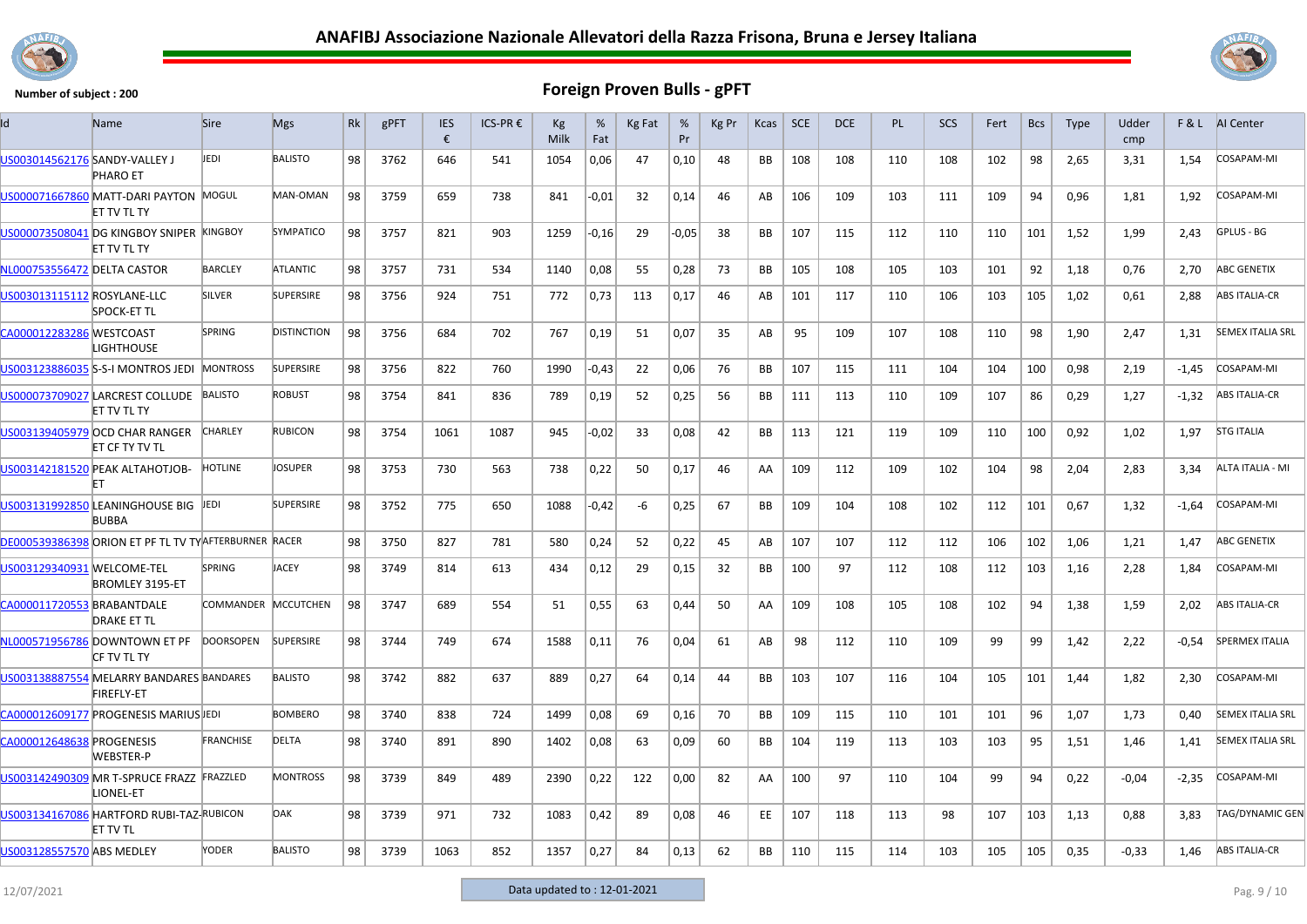# ANAFIBJ Associazione Nazionale Allevatori della Razza Frisona, Bruna e Jersey Italiana

Number of subject : 200

## Foreign Proven Bulls - gPFT

| Id | Name | Sire | Mgs | Rk | gPFT | IES € | ICS-PR € | Kg Milk | % Fat | Kg Fat | % Pr | Kg Pr | Kcas | SCE | DCE | PL | SCS | Fert | Bcs | Type | Udder cmp | F & L | AI Center |
|---|---|---|---|---|---|---|---|---|---|---|---|---|---|---|---|---|---|---|---|---|---|---|---|
| US003014562176 | SANDY-VALLEY J PHARO ET | JEDI | BALISTO | 98 | 3762 | 646 | 541 | 1054 | 0,06 | 47 | 0,10 | 48 | BB | 108 | 108 | 110 | 108 | 102 | 98 | 2,65 | 3,31 | 1,54 | COSAPAM-MI |
| US000071667860 | MATT-DARI PAYTON ET TV TL TY | MOGUL | MAN-OMAN | 98 | 3759 | 659 | 738 | 841 | -0,01 | 32 | 0,14 | 46 | AB | 106 | 109 | 103 | 111 | 109 | 94 | 0,96 | 1,81 | 1,92 | COSAPAM-MI |
| US000073508041 | DG KINGBOY SNIPER ET TV TL TY | KINGBOY | SYMPATICO | 98 | 3757 | 821 | 903 | 1259 | -0,16 | 29 | -0,05 | 38 | BB | 107 | 115 | 112 | 110 | 110 | 101 | 1,52 | 1,99 | 2,43 | GPLUS - BG |
| NL000753556472 | DELTA CASTOR | BARCLEY | ATLANTIC | 98 | 3757 | 731 | 534 | 1140 | 0,08 | 55 | 0,28 | 73 | BB | 105 | 108 | 105 | 103 | 101 | 92 | 1,18 | 0,76 | 2,70 | ABC GENETIX |
| US003013115112 | ROSYLANE-LLC SPOCK-ET TL | SILVER | SUPERSIRE | 98 | 3756 | 924 | 751 | 772 | 0,73 | 113 | 0,17 | 46 | AB | 101 | 117 | 110 | 106 | 103 | 105 | 1,02 | 0,61 | 2,88 | ABS ITALIA-CR |
| CA000012283286 | WESTCOAST LIGHTHOUSE | SPRING | DISTINCTION | 98 | 3756 | 684 | 702 | 767 | 0,19 | 51 | 0,07 | 35 | AB | 95 | 109 | 107 | 108 | 110 | 98 | 1,90 | 2,47 | 1,31 | SEMEX ITALIA SRL |
| US003123886035 | S-S-I MONTROS JEDI | MONTROSS | SUPERSIRE | 98 | 3756 | 822 | 760 | 1990 | -0,43 | 22 | 0,06 | 76 | BB | 107 | 115 | 111 | 104 | 104 | 100 | 0,98 | 2,19 | -1,45 | COSAPAM-MI |
| US000073709027 | LARCREST COLLUDE ET TV TL TY | BALISTO | ROBUST | 98 | 3754 | 841 | 836 | 789 | 0,19 | 52 | 0,25 | 56 | BB | 111 | 113 | 110 | 109 | 107 | 86 | 0,29 | 1,27 | -1,32 | ABS ITALIA-CR |
| US003139405979 | OCD CHAR RANGER ET CF TY TV TL | CHARLEY | RUBICON | 98 | 3754 | 1061 | 1087 | 945 | -0,02 | 33 | 0,08 | 42 | BB | 113 | 121 | 119 | 109 | 110 | 100 | 0,92 | 1,02 | 1,97 | STG ITALIA |
| US003142181520 | PEAK ALTAHOTJOB-ET | HOTLINE | JOSUPER | 98 | 3753 | 730 | 563 | 738 | 0,22 | 50 | 0,17 | 46 | AA | 109 | 112 | 109 | 102 | 104 | 98 | 2,04 | 2,83 | 3,34 | ALTA ITALIA - MI |
| US003131992850 | LEANINGHOUSE BIG BUBBA | JEDI | SUPERSIRE | 98 | 3752 | 775 | 650 | 1088 | -0,42 | -6 | 0,25 | 67 | BB | 109 | 104 | 108 | 102 | 112 | 101 | 0,67 | 1,32 | -1,64 | COSAPAM-MI |
| DE000539386398 | ORION ET PF TL TV TY | AFTERBURNER | RACER | 98 | 3750 | 827 | 781 | 580 | 0,24 | 52 | 0,22 | 45 | AB | 107 | 107 | 112 | 112 | 106 | 102 | 1,06 | 1,21 | 1,47 | ABC GENETIX |
| US003129340931 | WELCOME-TEL BROMLEY 3195-ET | SPRING | JACEY | 98 | 3749 | 814 | 613 | 434 | 0,12 | 29 | 0,15 | 32 | BB | 100 | 97 | 112 | 108 | 112 | 103 | 1,16 | 2,28 | 1,84 | COSAPAM-MI |
| CA000011720553 | BRABANTDALE DRAKE ET TL | COMMANDER | MCCUTCHEN | 98 | 3747 | 689 | 554 | 51 | 0,55 | 63 | 0,44 | 50 | AA | 109 | 108 | 105 | 108 | 102 | 94 | 1,38 | 1,59 | 2,02 | ABS ITALIA-CR |
| NL000571956786 | DOWNTOWN ET PF CF TV TL TY | DOORSOPEN | SUPERSIRE | 98 | 3744 | 749 | 674 | 1588 | 0,11 | 76 | 0,04 | 61 | AB | 98 | 112 | 110 | 109 | 99 | 99 | 1,42 | 2,22 | -0,54 | SPERMEX ITALIA |
| US003138887554 | MELARRY BANDARES FIREFLY-ET | BANDARES | BALISTO | 98 | 3742 | 882 | 637 | 889 | 0,27 | 64 | 0,14 | 44 | BB | 103 | 107 | 116 | 104 | 105 | 101 | 1,44 | 1,82 | 2,30 | COSAPAM-MI |
| CA000012609177 | PROGENESIS MARIUS | JEDI | BOMBERO | 98 | 3740 | 838 | 724 | 1499 | 0,08 | 69 | 0,16 | 70 | BB | 109 | 115 | 110 | 101 | 101 | 96 | 1,07 | 1,73 | 0,40 | SEMEX ITALIA SRL |
| CA000012648638 | PROGENESIS WEBSTER-P | FRANCHISE | DELTA | 98 | 3740 | 891 | 890 | 1402 | 0,08 | 63 | 0,09 | 60 | BB | 104 | 119 | 113 | 103 | 103 | 95 | 1,51 | 1,46 | 1,41 | SEMEX ITALIA SRL |
| US003142490309 | MR T-SPRUCE FRAZZ LIONEL-ET | FRAZZLED | MONTROSS | 98 | 3739 | 849 | 489 | 2390 | 0,22 | 122 | 0,00 | 82 | AA | 100 | 97 | 110 | 104 | 99 | 94 | 0,22 | -0,04 | -2,35 | COSAPAM-MI |
| US003134167086 | HARTFORD RUBI-TAZ-ET TV TL | RUBICON | OAK | 98 | 3739 | 971 | 732 | 1083 | 0,42 | 89 | 0,08 | 46 | EE | 107 | 118 | 113 | 98 | 107 | 103 | 1,13 | 0,88 | 3,83 | TAG/DYNAMIC GEN |
| US003128557570 | ABS MEDLEY | YODER | BALISTO | 98 | 3739 | 1063 | 852 | 1357 | 0,27 | 84 | 0,13 | 62 | BB | 110 | 115 | 114 | 103 | 105 | 105 | 0,35 | -0,33 | 1,46 | ABS ITALIA-CR |

12/07/2021 — Data updated to : 12-01-2021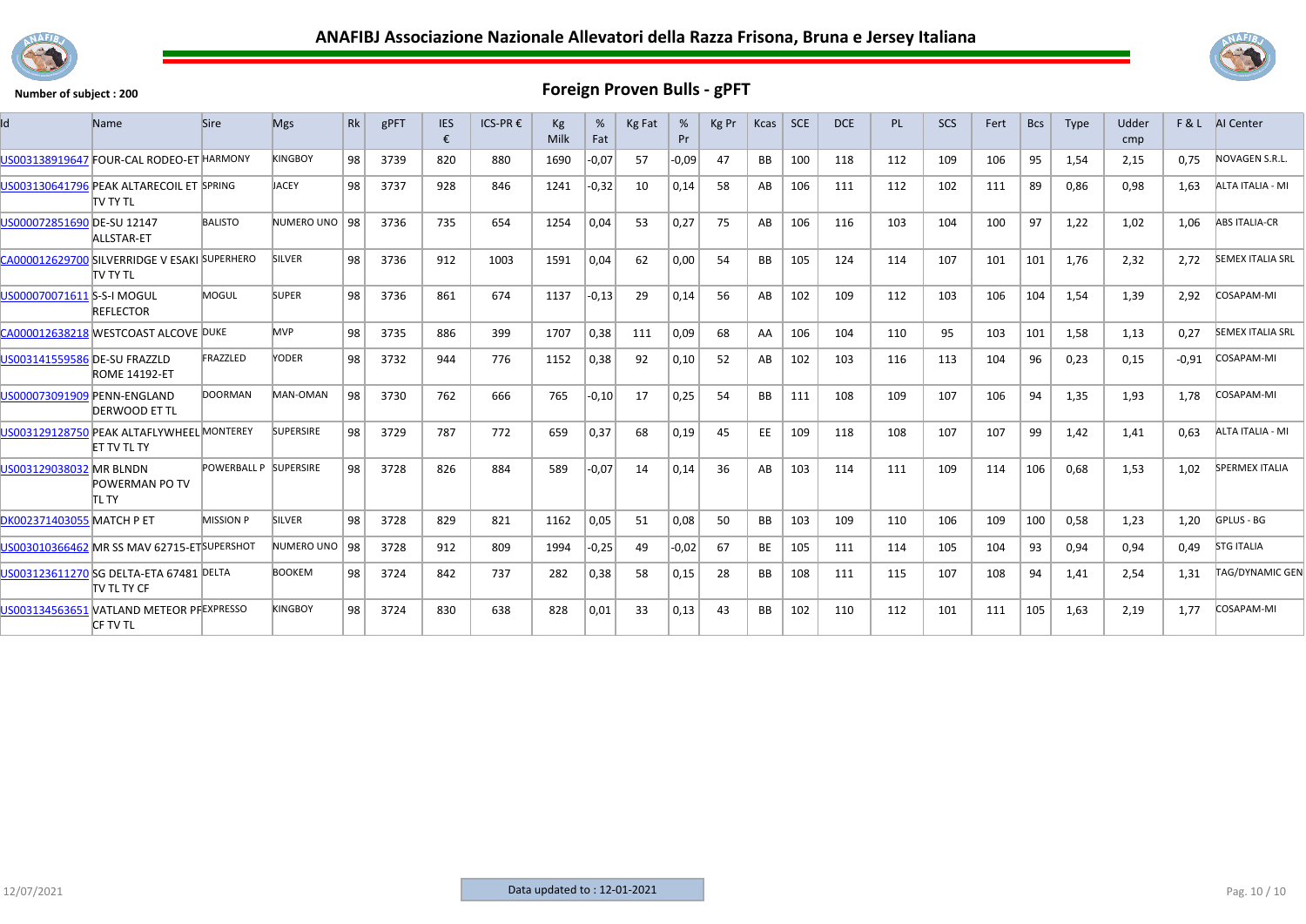# ANAFIBJ Associazione Nazionale Allevatori della Razza Frisona, Bruna e Jersey Italiana

**Number of subject : 200**

## Foreign Proven Bulls - gPFT

| Id | Name | Sire | Mgs | Rk | gPFT | IES € | ICS-PR € | Kg Milk | % Fat | Kg Fat | % Pr | Kg Pr | Kcas | SCE | DCE | PL | SCS | Fert | Bcs | Type | Udder cmp | F & L | AI Center |
|---|---|---|---|---|---|---|---|---|---|---|---|---|---|---|---|---|---|---|---|---|---|---|---|
| US003138919647 | FOUR-CAL RODEO-ET | HARMONY | KINGBOY | 98 | 3739 | 820 | 880 | 1690 | -0,07 | 57 | -0,09 | 47 | BB | 100 | 118 | 112 | 109 | 106 | 95 | 1,54 | 2,15 | 0,75 | NOVAGEN S.R.L. |
| US003130641796 | PEAK ALTARECOIL ET TV TY TL | SPRING | JACEY | 98 | 3737 | 928 | 846 | 1241 | -0,32 | 10 | 0,14 | 58 | AB | 106 | 111 | 112 | 102 | 111 | 89 | 0,86 | 0,98 | 1,63 | ALTA ITALIA - MI |
| US000072851690 | DE-SU 12147 ALLSTAR-ET | BALISTO | NUMERO UNO | 98 | 3736 | 735 | 654 | 1254 | 0,04 | 53 | 0,27 | 75 | AB | 106 | 116 | 103 | 104 | 100 | 97 | 1,22 | 1,02 | 1,06 | ABS ITALIA-CR |
| CA000012629700 | SILVERRIDGE V ESAKI TV TY TL | SUPERHERO | SILVER | 98 | 3736 | 912 | 1003 | 1591 | 0,04 | 62 | 0,00 | 54 | BB | 105 | 124 | 114 | 107 | 101 | 101 | 1,76 | 2,32 | 2,72 | SEMEX ITALIA SRL |
| US000070071611 | S-S-I MOGUL REFLECTOR | MOGUL | SUPER | 98 | 3736 | 861 | 674 | 1137 | -0,13 | 29 | 0,14 | 56 | AB | 102 | 109 | 112 | 103 | 106 | 104 | 1,54 | 1,39 | 2,92 | COSAPAM-MI |
| CA000012638218 | WESTCOAST ALCOVE | DUKE | MVP | 98 | 3735 | 886 | 399 | 1707 | 0,38 | 111 | 0,09 | 68 | AA | 106 | 104 | 110 | 95 | 103 | 101 | 1,58 | 1,13 | 0,27 | SEMEX ITALIA SRL |
| US003141559586 | DE-SU FRAZZLD ROME 14192-ET | FRAZZLED | YODER | 98 | 3732 | 944 | 776 | 1152 | 0,38 | 92 | 0,10 | 52 | AB | 102 | 103 | 116 | 113 | 104 | 96 | 0,23 | 0,15 | -0,91 | COSAPAM-MI |
| US000073091909 | PENN-ENGLAND DERWOOD ET TL | DOORMAN | MAN-OMAN | 98 | 3730 | 762 | 666 | 765 | -0,10 | 17 | 0,25 | 54 | BB | 111 | 108 | 109 | 107 | 106 | 94 | 1,35 | 1,93 | 1,78 | COSAPAM-MI |
| US003129128750 | PEAK ALTAFLYWHEEL ET TV TL TY | MONTEREY | SUPERSIRE | 98 | 3729 | 787 | 772 | 659 | 0,37 | 68 | 0,19 | 45 | EE | 109 | 118 | 108 | 107 | 107 | 99 | 1,42 | 1,41 | 0,63 | ALTA ITALIA - MI |
| US003129038032 | MR BLNDN POWERMAN PO TV TL TY | POWERBALL P | SUPERSIRE | 98 | 3728 | 826 | 884 | 589 | -0,07 | 14 | 0,14 | 36 | AB | 103 | 114 | 111 | 109 | 114 | 106 | 0,68 | 1,53 | 1,02 | SPERMEX ITALIA |
| DK002371403055 | MATCH P ET | MISSION P | SILVER | 98 | 3728 | 829 | 821 | 1162 | 0,05 | 51 | 0,08 | 50 | BB | 103 | 109 | 110 | 106 | 109 | 100 | 0,58 | 1,23 | 1,20 | GPLUS - BG |
| US003010366462 | MR SS MAV 62715-ET | SUPERSHOT | NUMERO UNO | 98 | 3728 | 912 | 809 | 1994 | -0,25 | 49 | -0,02 | 67 | BE | 105 | 111 | 114 | 105 | 104 | 93 | 0,94 | 0,94 | 0,49 | STG ITALIA |
| US003123611270 | SG DELTA-ETA 67481 TV TL TY CF | DELTA | BOOKEM | 98 | 3724 | 842 | 737 | 282 | 0,38 | 58 | 0,15 | 28 | BB | 108 | 111 | 115 | 107 | 108 | 94 | 1,41 | 2,54 | 1,31 | TAG/DYNAMIC GEN |
| US003134563651 | VATLAND METEOR PF CF TV TL | EXPRESSO | KINGBOY | 98 | 3724 | 830 | 638 | 828 | 0,01 | 33 | 0,13 | 43 | BB | 102 | 110 | 112 | 101 | 111 | 105 | 1,63 | 2,19 | 1,77 | COSAPAM-MI |

12/07/2021

Data updated to : 12-01-2021